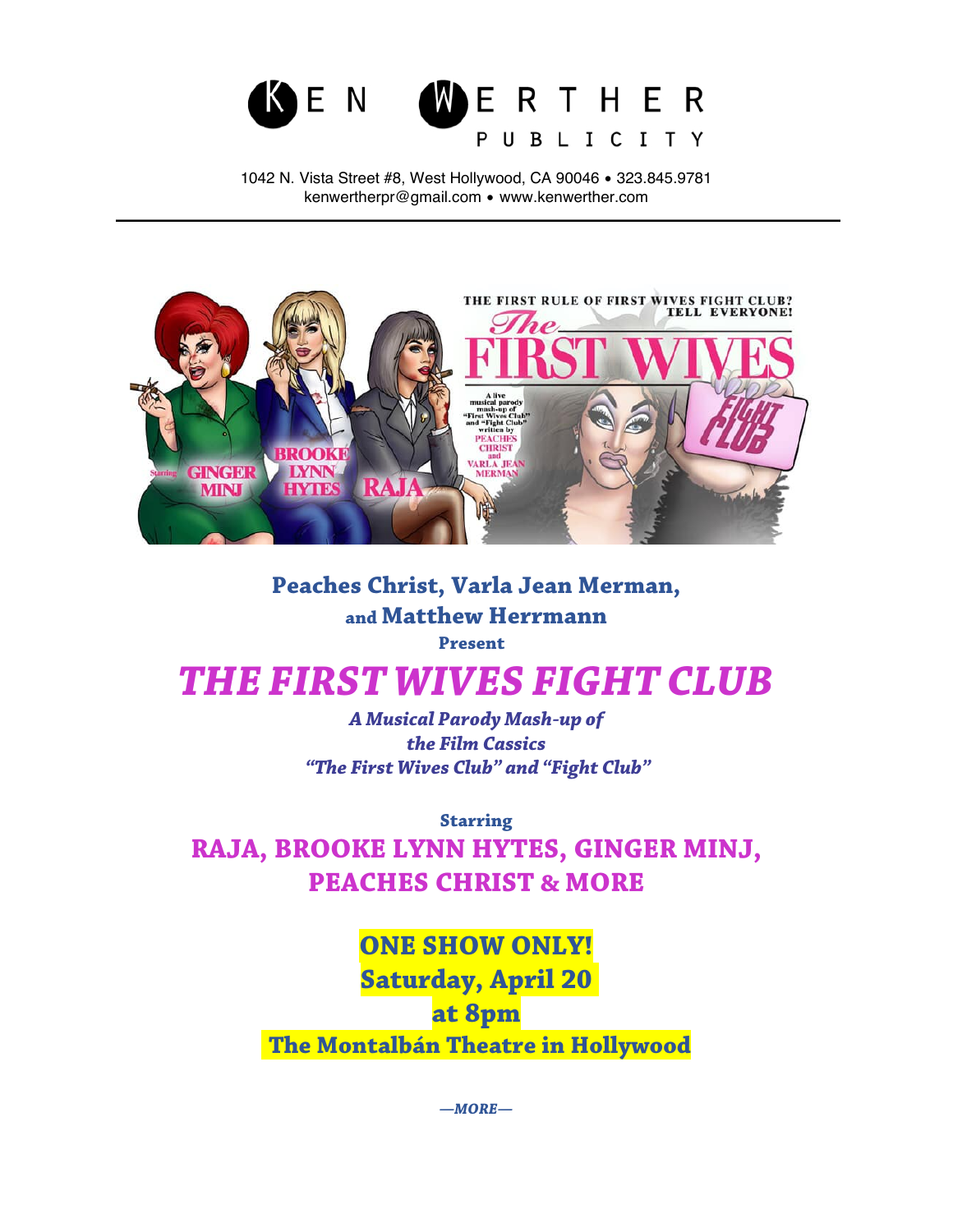KEN WERTHER PUBLICITY

1042 N. Vista Street #8, West Hollywood, CA 90046 • 323.845.9781
kenwertherpr@gmail.com • www.kenwerther.com

---

**Peaches Christ, Varla Jean Merman, and Matthew Herrmann**
**Present**

# *THE FIRST WIVES FIGHT CLUB*

***A Musical Parody Mash-up of the Film Cassics "The First Wives Club" and "Fight Club"***

**Starring**

**RAJA, BROOKE LYNN HYTES, GINGER MINJ, PEACHES CHRIST & MORE**

**ONE SHOW ONLY!**
**Saturday, April 20**
**at 8pm**
**The Montalbán Theatre in Hollywood**

***—MORE—***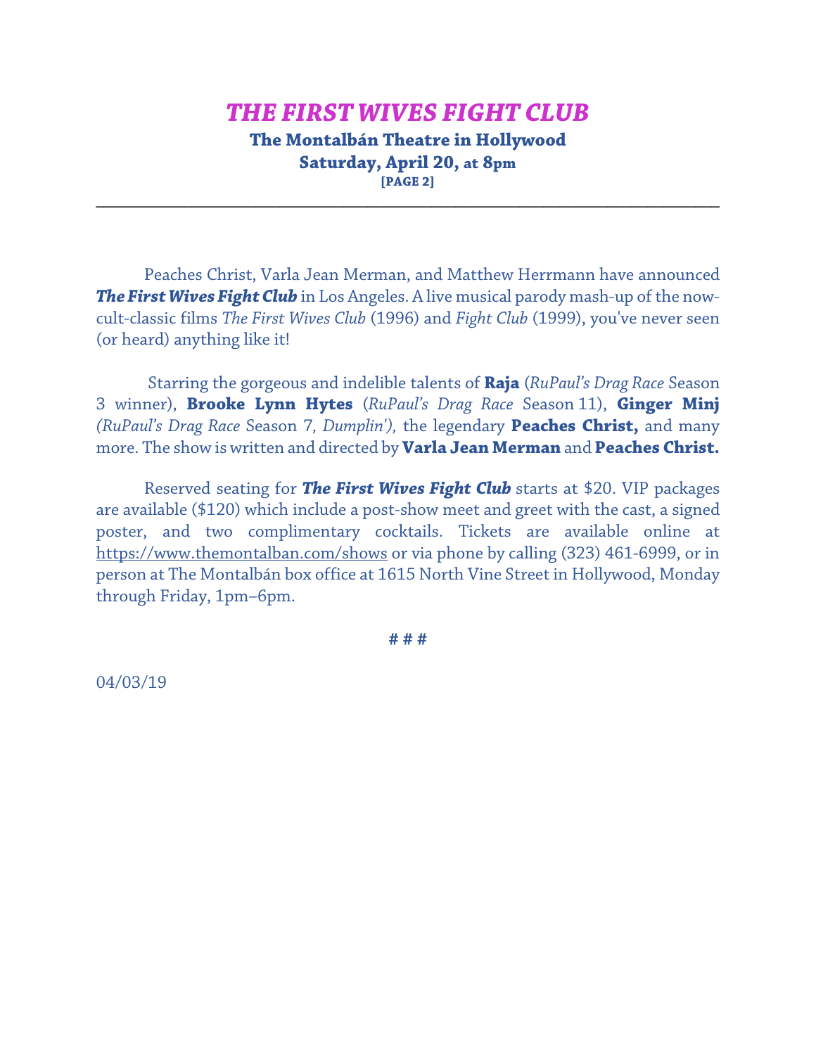# *THE FIRST WIVES FIGHT CLUB*

**The Montalbán Theatre in Hollywood**
**Saturday, April 20, at 8pm**

---

Peaches Christ, Varla Jean Merman, and Matthew Herrmann have announced ***The First Wives Fight Club*** in Los Angeles. A live musical parody mash-up of the now-cult-classic films *The First Wives Club* (1996) and *Fight Club* (1999), you've never seen (or heard) anything like it!

Starring the gorgeous and indelible talents of **Raja** (*RuPaul's Drag Race* Season 3 winner), **Brooke Lynn Hytes** (*RuPaul's Drag Race* Season 11), **Ginger Minj** *(RuPaul's Drag Race* Season 7, *Dumplin'),* the legendary **Peaches Christ,** and many more. The show is written and directed by **Varla Jean Merman** and **Peaches Christ.**

Reserved seating for ***The First Wives Fight Club*** starts at $20. VIP packages are available ($120) which include a post-show meet and greet with the cast, a signed poster, and two complimentary cocktails. Tickets are available online at https://www.themontalban.com/shows or via phone by calling (323) 461-6999, or in person at The Montalbán box office at 1615 North Vine Street in Hollywood, Monday through Friday, 1pm–6pm.

**# # #**

04/03/19